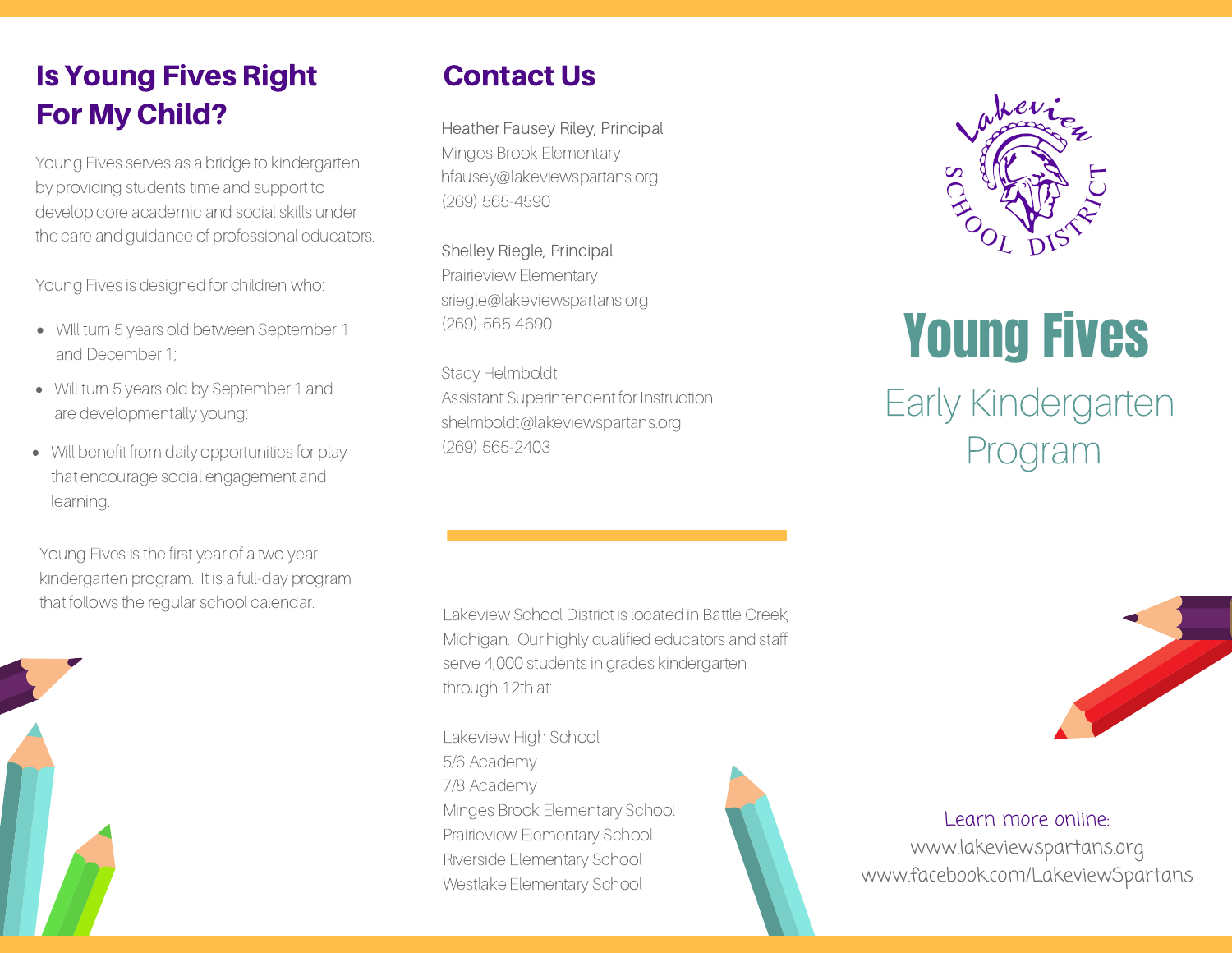## Is Young Fives Right For My Child?

Young Fives serves as a bridge to kindergarten by providing students time and support to develop core academic and social skills under the care and guidance of professional educators.

Young Fives is designed for children who:

- Will turn 5 years old between September 1 and December 1;
- Will turn 5 years old by September 1 and are developmentally young;
- Will benefit from daily opportunities for play that encourage social engagement and learning.

Young Fives is the first year of a two year kindergarten program. It is a full-day program that follows the regular school calendar.

## Contact Us

Heather Fausey Riley, Principal
Minges Brook Elementary
hfausey@lakeviewspartans.org
(269) 565-4590

Shelley Riegle, Principal
Prairieview Elementary
sriegle@lakeviewspartans.org
(269)-565-4690

Stacy Helmboldt
Assistant Superintendent for Instruction
shelmboldt@lakeviewspartans.org
(269) 565-2403

---

Lakeview School District is located in Battle Creek, Michigan. Our highly qualified educators and staff serve 4,000 students in grades kindergarten through 12th at:

Lakeview High School
5/6 Academy
7/8 Academy
Minges Brook Elementary School
Prairieview Elementary School
Riverside Elementary School
Westlake Elementary School

Lakeview School District

# Young Fives

## Early Kindergarten Program

Learn more online:
www.lakeviewspartans.org
www.facebook.com/LakeviewSpartans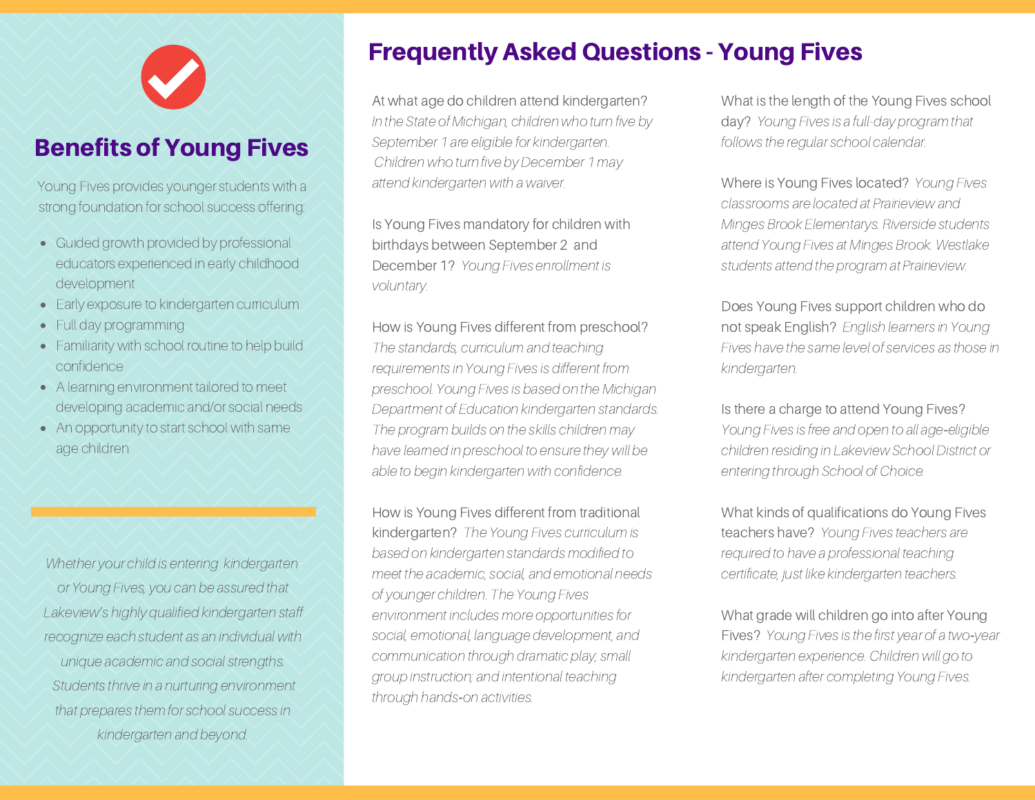## Benefits of Young Fives

Young Fives provides younger students with a strong foundation for school success offering:

- Guided growth provided by professional educators experienced in early childhood development
- Early exposure to kindergarten curriculum
- Full day programming
- Familiarity with school routine to help build confidence
- A learning environment tailored to meet developing academic and/or social needs
- An opportunity to start school with same age children

*Whether your child is entering kindergarten or Young Fives, you can be assured that Lakeview's highly qualified kindergarten staff recognize each student as an individual with unique academic and social strengths. Students thrive in a nurturing environment that prepares them for school success in kindergarten and beyond.*

## Frequently Asked Questions - Young Fives

At what age do children attend kindergarten? *In the State of Michigan, children who turn five by September 1 are eligible for kindergarten. Children who turn five by December 1 may attend kindergarten with a waiver.*

Is Young Fives mandatory for children with birthdays between September 2 and December 1? *Young Fives enrollment is voluntary.*

How is Young Fives different from preschool? *The standards, curriculum and teaching requirements in Young Fives is different from preschool. Young Fives is based on the Michigan Department of Education kindergarten standards. The program builds on the skills children may have learned in preschool to ensure they will be able to begin kindergarten with confidence.*

How is Young Fives different from traditional kindergarten? *The Young Fives curriculum is based on kindergarten standards modified to meet the academic, social, and emotional needs of younger children. The Young Fives environment includes more opportunities for social, emotional, language development, and communication through dramatic play; small group instruction; and intentional teaching through hands-on activities.*

What is the length of the Young Fives school day? *Young Fives is a full-day program that follows the regular school calendar.*

Where is Young Fives located? *Young Fives classrooms are located at Prairieview and Minges Brook Elementarys. Riverside students attend Young Fives at Minges Brook. Westlake students attend the program at Prairieview.*

Does Young Fives support children who do not speak English? *English learners in Young Fives have the same level of services as those in kindergarten.*

Is there a charge to attend Young Fives? *Young Fives is free and open to all age-eligible children residing in Lakeview School District or entering through School of Choice.*

What kinds of qualifications do Young Fives teachers have? *Young Fives teachers are required to have a professional teaching certificate, just like kindergarten teachers.*

What grade will children go into after Young Fives? *Young Fives is the first year of a two-year kindergarten experience. Children will go to kindergarten after completing Young Fives.*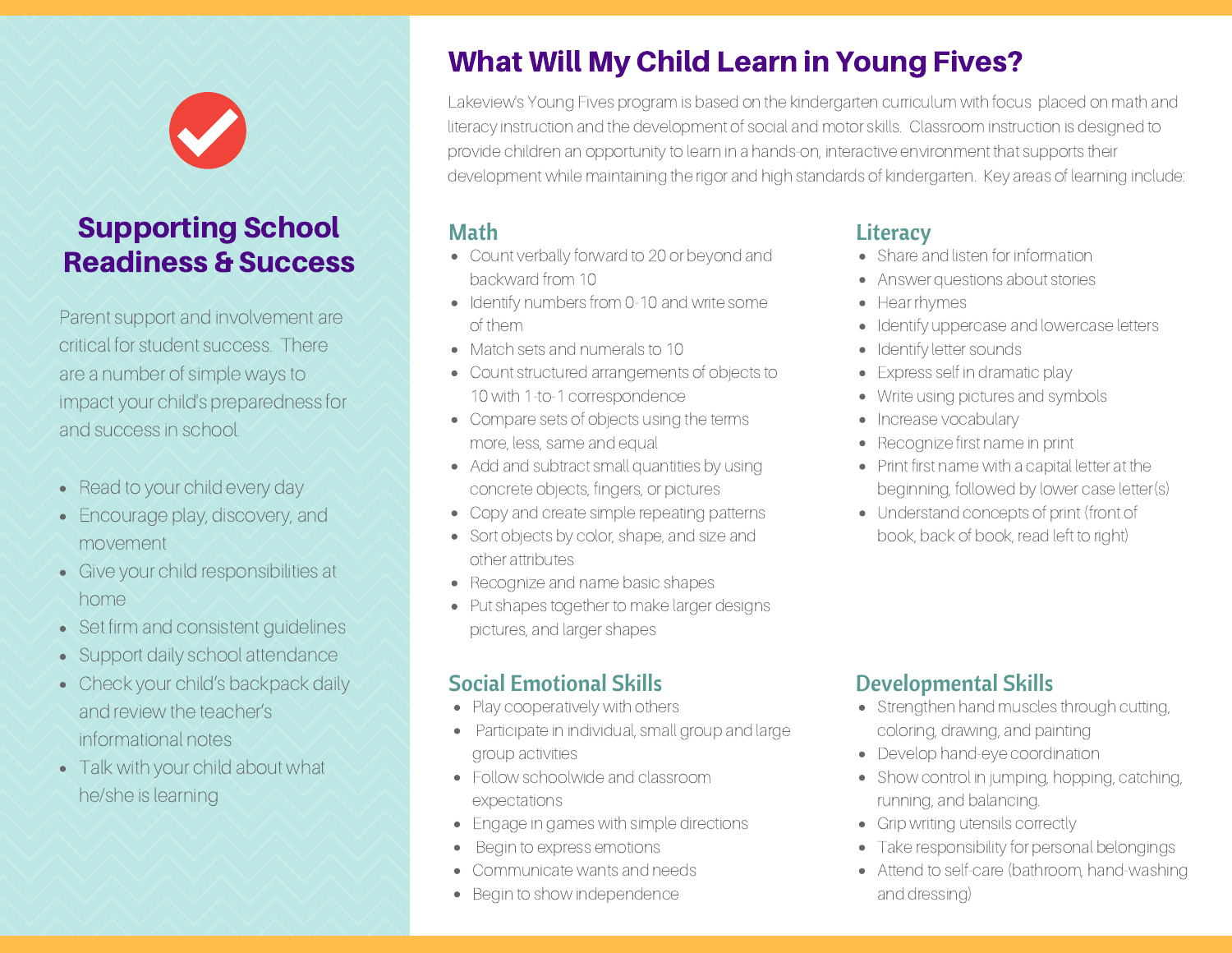## Supporting School Readiness & Success

Parent support and involvement are critical for student success. There are a number of simple ways to impact your child's preparedness for and success in school.

- Read to your child every day
- Encourage play, discovery, and movement
- Give your child responsibilities at home
- Set firm and consistent guidelines
- Support daily school attendance
- Check your child's backpack daily and review the teacher's informational notes
- Talk with your child about what he/she is learning

# What Will My Child Learn in Young Fives?

Lakeview's Young Fives program is based on the kindergarten curriculum with focus placed on math and literacy instruction and the development of social and motor skills. Classroom instruction is designed to provide children an opportunity to learn in a hands-on, interactive environment that supports their development while maintaining the rigor and high standards of kindergarten. Key areas of learning include:

### Math

- Count verbally forward to 20 or beyond and backward from 10
- Identify numbers from 0-10 and write some of them
- Match sets and numerals to 10
- Count structured arrangements of objects to 10 with 1-to-1 correspondence
- Compare sets of objects using the terms more, less, same and equal
- Add and subtract small quantities by using concrete objects, fingers, or pictures
- Copy and create simple repeating patterns
- Sort objects by color, shape, and size and other attributes
- Recognize and name basic shapes
- Put shapes together to make larger designs pictures, and larger shapes

### Literacy

- Share and listen for information
- Answer questions about stories
- Hear rhymes
- Identify uppercase and lowercase letters
- Identify letter sounds
- Express self in dramatic play
- Write using pictures and symbols
- Increase vocabulary
- Recognize first name in print
- Print first name with a capital letter at the beginning, followed by lower case letter(s)
- Understand concepts of print (front of book, back of book, read left to right)

### Social Emotional Skills

- Play cooperatively with others
- Participate in individual, small group and large group activities
- Follow schoolwide and classroom expectations
- Engage in games with simple directions
- Begin to express emotions
- Communicate wants and needs
- Begin to show independence

### Developmental Skills

- Strengthen hand muscles through cutting, coloring, drawing, and painting
- Develop hand-eye coordination
- Show control in jumping, hopping, catching, running, and balancing.
- Grip writing utensils correctly
- Take responsibility for personal belongings
- Attend to self-care (bathroom, hand-washing and dressing)